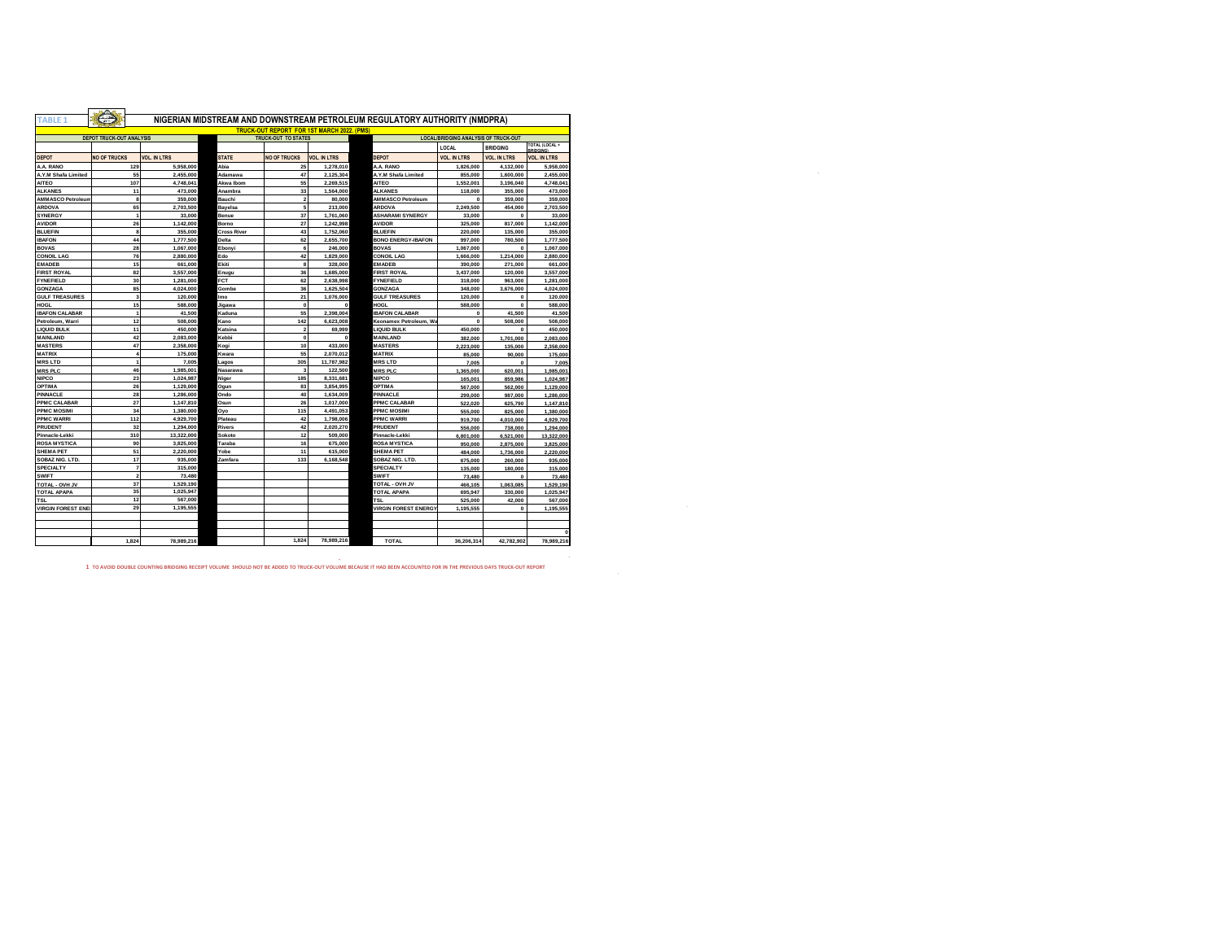TABLE 1

# NIGERIAN MIDSTREAM AND DOWNSTREAM PETROLEUM REGULATORY AUTHORITY (NMDPRA)

## TRUCK-OUT REPORT FOR 1ST MARCH 2022. (PMS)

| DEPOT TRUCK-OUT ANALYSIS | | | TRUCK-OUT TO STATES | | | LOCAL/BRIDGING ANALYSIS OF TRUCK-OUT | | | |
|---|---|---|---|---|---|---|---|---|---|
| | | | | | | | LOCAL | BRIDGING | TOTAL (LOCAL + BRIDGING) |
| DEPOT | NO OF TRUCKS | VOL. IN LTRS | STATE | NO OF TRUCKS | VOL. IN LTRS | DEPOT | VOL. IN LTRS | VOL. IN LTRS | VOL. IN LTRS |
| A.A. RANO | 129 | 5,958,000 | Abia | 25 | 1,278,010 | A.A. RANO | 1,826,000 | 4,132,000 | 5,958,000 |
| A.Y.M Shafa Limited | 55 | 2,455,000 | Adamawa | 47 | 2,125,304 | A.Y.M Shafa Limited | 855,000 | 1,600,000 | 2,455,000 |
| AITEO | 107 | 4,748,041 | Akwa Ibom | 55 | 2,269,515 | AITEO | 1,552,001 | 3,196,040 | 4,748,041 |
| ALKANES | 11 | 473,000 | Anambra | 33 | 1,564,000 | ALKANES | 118,000 | 355,000 | 473,000 |
| AMMASCO Petroleum | 8 | 359,000 | Bauchi | 2 | 80,000 | AMMASCO Petroleum | 0 | 359,000 | 359,000 |
| ARDOVA | 65 | 2,703,500 | Bayelsa | 5 | 213,000 | ARDOVA | 2,249,500 | 454,000 | 2,703,500 |
| SYNERGY | 1 | 33,000 | Benue | 37 | 1,761,060 | ASHARAMI SYNERGY | 33,000 | 0 | 33,000 |
| AVIDOR | 26 | 1,142,000 | Borno | 27 | 1,242,998 | AVIDOR | 325,000 | 817,000 | 1,142,000 |
| BLUEFIN | 8 | 355,000 | Cross River | 43 | 1,752,060 | BLUEFIN | 220,000 | 135,000 | 355,000 |
| IBAFON | 44 | 1,777,500 | Delta | 62 | 2,655,700 | BONO ENERGY-IBAFON | 997,000 | 780,500 | 1,777,500 |
| BOVAS | 28 | 1,067,000 | Ebonyi | 6 | 246,000 | BOVAS | 1,067,000 | 0 | 1,067,000 |
| CONOIL LAG | 76 | 2,880,000 | Edo | 42 | 1,829,000 | CONOIL LAG | 1,666,000 | 1,214,000 | 2,880,000 |
| EMADEB | 15 | 661,000 | Ekiti | 8 | 328,000 | EMADEB | 390,000 | 271,000 | 661,000 |
| FIRST ROYAL | 82 | 3,557,000 | Enugu | 36 | 1,685,000 | FIRST ROYAL | 3,437,000 | 120,000 | 3,557,000 |
| FYNEFIELD | 30 | 1,281,000 | FCT | 62 | 2,638,998 | FYNEFIELD | 318,000 | 963,000 | 1,281,000 |
| GONZAGA | 85 | 4,024,000 | Gombe | 36 | 1,625,504 | GONZAGA | 348,000 | 3,676,000 | 4,024,000 |
| GULF TREASURES | 3 | 120,000 | Imo | 21 | 1,076,000 | GULF TREASURES | 120,000 | 0 | 120,000 |
| HOGL | 15 | 588,000 | Jigawa | 0 | 0 | HOGL | 588,000 | 0 | 588,000 |
| IBAFON CALABAR | 1 | 41,500 | Kaduna | 55 | 2,398,004 | IBAFON CALABAR | 0 | 41,500 | 41,500 |
| Petroleum, Warri | 12 | 508,000 | Kano | 142 | 6,623,008 | Keonamex Petroleum, Wa | 0 | 508,000 | 508,000 |
| LIQUID BULK | 11 | 450,000 | Katsina | 2 | 69,999 | LIQUID BULK | 450,000 | 0 | 450,000 |
| MAINLAND | 42 | 2,083,000 | Kebbi | 0 | 0 | MAINLAND | 382,000 | 1,701,000 | 2,083,000 |
| MASTERS | 47 | 2,358,000 | Kogi | 10 | 433,000 | MASTERS | 2,223,000 | 135,000 | 2,358,000 |
| MATRIX | 4 | 175,000 | Kwara | 55 | 2,070,012 | MATRIX | 85,000 | 90,000 | 175,000 |
| MRS LTD | 1 | 7,005 | Lagos | 305 | 11,787,982 | MRS LTD | 7,005 | 0 | 7,005 |
| MRS PLC | 46 | 1,985,001 | Nasarawa | 3 | 122,500 | MRS PLC | 1,365,000 | 620,001 | 1,985,001 |
| NIPCO | 23 | 1,024,987 | Niger | 185 | 8,331,681 | NIPCO | 165,001 | 859,986 | 1,024,987 |
| OPTIMA | 26 | 1,129,000 | Ogun | 83 | 3,854,995 | OPTIMA | 567,000 | 562,000 | 1,129,000 |
| PINNACLE | 28 | 1,286,000 | Ondo | 40 | 1,634,009 | PINNACLE | 299,000 | 987,000 | 1,286,000 |
| PPMC CALABAR | 27 | 1,147,810 | Osun | 26 | 1,017,000 | PPMC CALABAR | 522,020 | 625,790 | 1,147,810 |
| PPMC MOSIMI | 34 | 1,380,000 | Oyo | 115 | 4,491,053 | PPMC MOSIMI | 555,000 | 825,000 | 1,380,000 |
| PPMC WARRI | 112 | 4,929,700 | Plateau | 42 | 1,798,006 | PPMC WARRI | 919,700 | 4,010,000 | 4,929,700 |
| PRUDENT | 32 | 1,294,000 | Rivers | 42 | 2,020,270 | PRUDENT | 556,000 | 738,000 | 1,294,000 |
| Pinnacle-Lekki | 310 | 13,322,000 | Sokoto | 12 | 509,000 | Pinnacle-Lekki | 6,801,000 | 6,521,000 | 13,322,000 |
| ROSA MYSTICA | 90 | 3,825,000 | Taraba | 16 | 675,000 | ROSA MYSTICA | 950,000 | 2,875,000 | 3,825,000 |
| SHEMA PET | 51 | 2,220,000 | Yobe | 11 | 615,000 | SHEMA PET | 484,000 | 1,736,000 | 2,220,000 |
| SOBAZ NIG. LTD. | 17 | 935,000 | Zamfara | 133 | 6,168,548 | SOBAZ NIG. LTD. | 675,000 | 260,000 | 935,000 |
| SPECIALTY | 7 | 315,000 | | | | SPECIALTY | 135,000 | 180,000 | 315,000 |
| SWIFT | 2 | 73,480 | | | | SWIFT | 73,480 | 0 | 73,480 |
| TOTAL - OVH JV | 37 | 1,529,190 | | | | TOTAL - OVH JV | 466,105 | 1,063,085 | 1,529,190 |
| TOTAL APAPA | 35 | 1,025,947 | | | | TOTAL APAPA | 695,947 | 330,000 | 1,025,947 |
| TSL | 12 | 567,000 | | | | TSL | 525,000 | 42,000 | 567,000 |
| VIRGIN FOREST ENE | 29 | 1,195,555 | | | | VIRGIN FOREST ENERGY | 1,195,555 | 0 | 1,195,555 |
| | | | | | | | | | |
| | | | | | | | | | |
| | | | | | | | | | 0 |
| | 1,824 | 78,989,216 | | 1,824 | 78,989,216 | TOTAL | 36,206,314 | 42,782,902 | 78,989,216 |

1 TO AVOID DOUBLE COUNTING BRIDGING RECEIPT VOLUME SHOULD NOT BE ADDED TO TRUCK-OUT VOLUME BECAUSE IT HAD BEEN ACCOUNTED FOR IN THE PREVIOUS DAYS TRUCK-OUT REPORT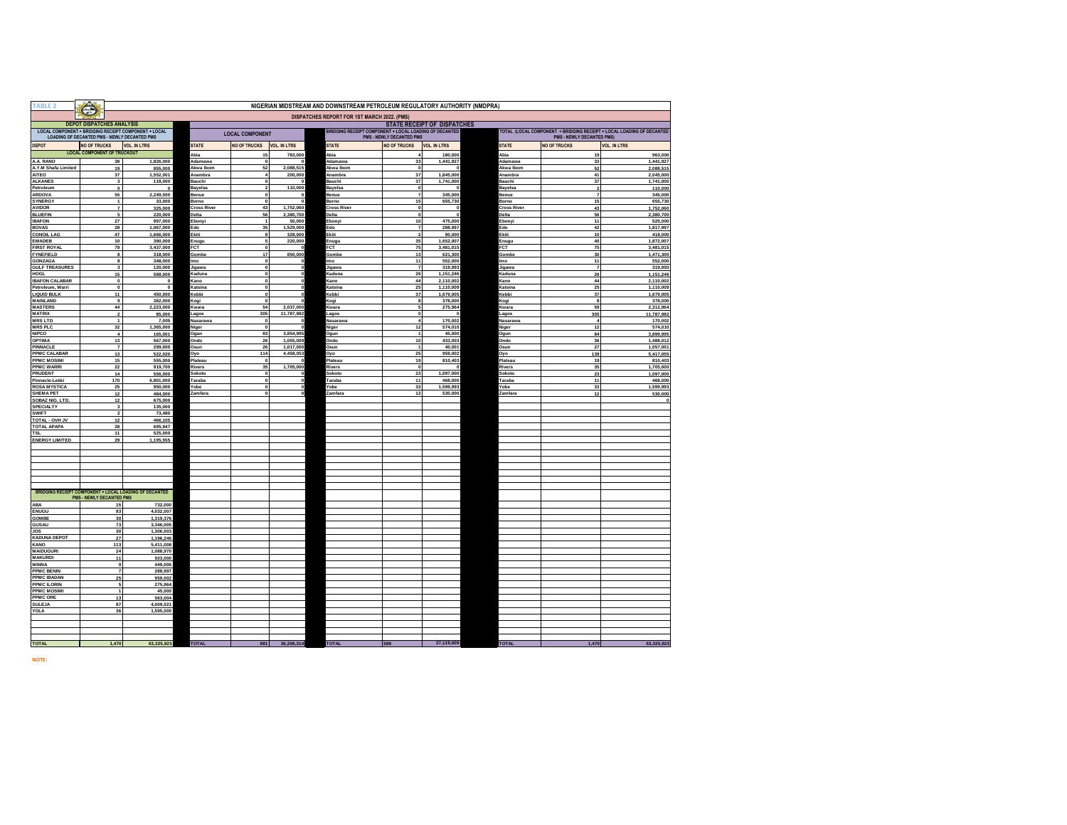TABLE 2

# NIGERIAN MIDSTREAM AND DOWNSTREAM PETROLEUM REGULATORY AUTHORITY (NMDPRA)

## DISPATCHES REPORT FOR 1ST MARCH 2022. (PMS)

### DEPOT DISPATCHES ANALYSIS

LOCAL COMPONENT + BRIDGING RECEIPT COMPONENT + LOCAL LOADING OF DECANTED PMS - NEWLY DECANTED PMS

| DEPOT | NO OF TRUCKS | VOL. IN LTRS |
|---|---|---|
| **LOCAL COMPONENT OF TRUCKOUT** | | |
| A.A. RANO | 38 | 1,826,000 |
| A.Y.M Shafa Limited | 19 | 855,000 |
| AITEO | 37 | 1,552,001 |
| ALKANES | 3 | 118,000 |
| Petroleum | 0 | 0 |
| ARDOVA | 55 | 2,249,500 |
| SYNERGY | 1 | 33,000 |
| AVIDOR | 7 | 325,000 |
| BLUEFIN | 5 | 220,000 |
| IBAFON | 27 | 997,000 |
| BOVAS | 28 | 1,067,000 |
| CONOIL LAG | 47 | 1,666,000 |
| EMADEB | 10 | 390,000 |
| FIRST ROYAL | 79 | 3,437,000 |
| FYNEFIELD | 8 | 318,000 |
| GONZAGA | 8 | 348,000 |
| GULF TREASURES | 3 | 120,000 |
| HOGL | 15 | 588,000 |
| IBAFON CALABAR | 0 | 0 |
| Petroleum, Warri | 0 | 0 |
| LIQUID BULK | 11 | 450,000 |
| MAINLAND | 9 | 382,000 |
| MASTERS | 44 | 2,223,000 |
| MATRIX | 2 | 85,000 |
| MRS LTD | 1 | 7,005 |
| MRS PLC | 32 | 1,365,000 |
| NIPCO | 4 | 165,001 |
| OPTIMA | 13 | 567,000 |
| PINNACLE | 7 | 299,000 |
| PPMC CALABAR | 13 | 522,020 |
| PPMC MOSIMI | 15 | 555,000 |
| PPMC WARRI | 22 | 919,700 |
| PRUDENT | 14 | 556,000 |
| Pinnacle-Lekki | 170 | 6,801,000 |
| ROSA MYSTICA | 25 | 950,000 |
| SHEMA PET | 12 | 484,000 |
| SOBAZ NIG. LTD. | 12 | 675,000 |
| SPECIALTY | 3 | 135,000 |
| SWIFT | 2 | 73,480 |
| TOTAL - OVH JV | 12 | 466,105 |
| TOTAL APAPA | 28 | 695,947 |
| TSL | 11 | 525,000 |
| ENERGY LIMITED | 29 | 1,195,555 |
| **BRIDGING RECEIPT COMPONENT + LOCAL LOADING OF DECANTED PMS - NEWLY DECANTED PMS** | | |
| ABA | 15 | 732,000 |
| ENUGU | 83 | 4,032,007 |
| GOMBE | 30 | 1,319,376 |
| GUSAU | 73 | 3,346,005 |
| JOS | 30 | 1,306,003 |
| KADUNA DEPOT | 27 | 1,196,246 |
| KANO | 113 | 5,411,008 |
| MAIDUGURI | 24 | 1,088,970 |
| MAKURDI | 11 | 503,000 |
| MINNA | 9 | 449,006 |
| PPMC BENIN | 7 | 288,997 |
| PPMC IBADAN | 25 | 959,002 |
| PPMC ILORIN | 5 | 275,964 |
| PPMC MOSIMI | 1 | 45,000 |
| PPMC ORE | 13 | 563,004 |
| SULEJA | 87 | 4,009,021 |
| YOLA | 36 | 1,595,000 |
| **TOTAL** | **1,470** | **63,325,923** |

### STATE RECEIPT OF DISPATCHES

| LOCAL COMPONENT | | | BRIDGING RECEIPT COMPONENT + LOCAL LOADING OF DECANTED PMS - NEWLY DECANTED PMS | | | TOTAL (LOCAL COMPONENT + BRIDGING RECEIPT + LOCAL LOADING OF DECANTED PMS - NEWLY DECANTED PMS) | | |
|---|---|---|---|---|---|---|---|---|
| STATE | NO OF TRUCKS | VOL. IN LTRS | STATE | NO OF TRUCKS | VOL. IN LTRS | STATE | NO OF TRUCKS | VOL. IN LTRS |
| Abia | 15 | 783,000 | Abia | 4 | 180,000 | Abia | 19 | 963,000 |
| Adamawa | 0 | 0 | Adamawa | 33 | 1,441,927 | Adamawa | 33 | 1,441,927 |
| Akwa Ibom | 52 | 2,088,515 | Akwa Ibom | 0 | 0 | Akwa Ibom | 52 | 2,088,515 |
| Anambra | 4 | 200,000 | Anambra | 37 | 1,845,000 | Anambra | 41 | 2,045,000 |
| Bauchi | 0 | 0 | Bauchi | 37 | 1,741,000 | Bauchi | 37 | 1,741,000 |
| Bayelsa | 2 | 110,000 | Bayelsa | 0 | 0 | Bayelsa | 2 | 110,000 |
| Benue | 0 | 0 | Benue | 7 | 345,000 | Benue | 7 | 345,000 |
| Borno | 0 | 0 | Borno | 15 | 655,730 | Borno | 15 | 655,730 |
| Cross River | 43 | 1,752,060 | Cross River | 0 | 0 | Cross River | 43 | 1,752,060 |
| Delta | 56 | 2,380,700 | Delta | 0 | 0 | Delta | 56 | 2,380,700 |
| Ebonyi | 1 | 50,000 | Ebonyi | 10 | 475,000 | Ebonyi | 11 | 525,000 |
| Edo | 35 | 1,529,000 | Edo | 7 | 288,997 | Edo | 42 | 1,817,997 |
| Ekiti | 8 | 328,000 | Ekiti | 2 | 90,000 | Ekiti | 10 | 418,000 |
| Enugu | 5 | 220,000 | Enugu | 35 | 1,652,007 | Enugu | 40 | 1,872,007 |
| FCT | 0 | 0 | FCT | 75 | 3,481,015 | FCT | 75 | 3,481,015 |
| Gombe | 17 | 850,000 | Gombe | 13 | 621,300 | Gombe | 30 | 1,471,300 |
| Imo | 0 | 0 | Imo | 11 | 552,000 | Imo | 11 | 552,000 |
| Jigawa | 0 | 0 | Jigawa | 7 | 319,993 | Jigawa | 7 | 319,993 |
| Kaduna | 0 | 0 | Kaduna | 26 | 1,151,246 | Kaduna | 26 | 1,151,246 |
| Kano | 0 | 0 | Kano | 44 | 2,110,002 | Kano | 44 | 2,110,002 |
| Katsina | 0 | 0 | Katsina | 25 | 1,110,009 | Katsina | 25 | 1,110,009 |
| Kebbi | 0 | 0 | Kebbi | 37 | 1,679,005 | Kebbi | 37 | 1,679,005 |
| Kogi | 0 | 0 | Kogi | 8 | 378,000 | Kogi | 8 | 378,000 |
| Kwara | 54 | 2,037,000 | Kwara | 5 | 275,964 | Kwara | 59 | 2,312,964 |
| Lagos | 305 | 11,787,982 | Lagos | 0 | 0 | Lagos | 305 | 11,787,982 |
| Nasarawa | 0 | 0 | Nasarawa | 4 | 170,002 | Nasarawa | 4 | 170,002 |
| Niger | 0 | 0 | Niger | 12 | 574,010 | Niger | 12 | 574,010 |
| Ogun | 83 | 3,854,995 | Ogun | 1 | 45,000 | Ogun | 84 | 3,899,995 |
| Ondo | 26 | 1,055,009 | Ondo | 10 | 433,003 | Ondo | 36 | 1,488,012 |
| Osun | 26 | 1,017,000 | Osun | 1 | 40,001 | Osun | 27 | 1,057,001 |
| Oyo | 114 | 4,458,053 | Oyo | 25 | 959,002 | Oyo | 139 | 5,417,055 |
| Plateau | 0 | 0 | Plateau | 19 | 810,403 | Plateau | 19 | 810,403 |
| Rivers | 35 | 1,705,000 | Rivers | 0 | 0 | Rivers | 35 | 1,705,000 |
| Sokoto | 0 | 0 | Sokoto | 23 | 1,097,000 | Sokoto | 23 | 1,097,000 |
| Taraba | 0 | 0 | Taraba | 11 | 468,000 | Taraba | 11 | 468,000 |
| Yobe | 0 | 0 | Yobe | 33 | 1,599,993 | Yobe | 33 | 1,599,993 |
| Zamfara | 0 | 0 | Zamfara | 12 | 530,000 | Zamfara | 12 | 530,000 |
| | | | | | | | | 0 |
| **TOTAL** | **881** | **36,206,314** | **TOTAL** | **589** | **27,119,609** | **TOTAL** | **1,470** | **63,325,923** |

NOTE: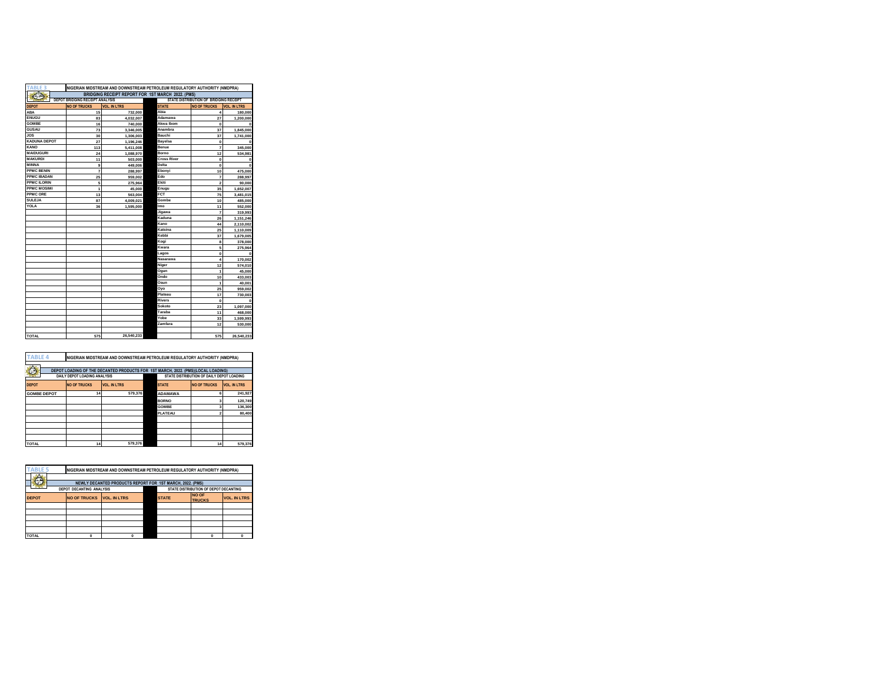**TABLE 3**

**NIGERIAN MIDSTREAM AND DOWNSTREAM PETROLEUM REGULATORY AUTHORITY (NMDPRA)**

**BRIDGING RECEIPT REPORT FOR 1ST MARCH 2022. (PMS)**

| DEPOT BRIDGING RECEIPT ANALYSIS | | | | STATE DISTRIBUTION OF BRIDGING RECEIPT | | |
|---|---|---|---|---|---|---|
| DEPOT | NO OF TRUCKS | VOL. IN LTRS | | STATE | NO OF TRUCKS | VOL. IN LTRS |
| ABA | 15 | 732,000 | | Abia | 4 | 180,000 |
| ENUGU | 83 | 4,032,007 | | Adamawa | 27 | 1,200,000 |
| GOMBE | 16 | 740,000 | | Akwa Ibom | 0 | 0 |
| GUSAU | 73 | 3,346,005 | | Anambra | 37 | 1,845,000 |
| JOS | 30 | 1,306,003 | | Bauchi | 37 | 1,741,000 |
| KADUNA DEPOT | 27 | 1,196,246 | | Bayelsa | 0 | 0 |
| KANO | 113 | 5,411,008 | | Benue | 7 | 345,000 |
| MAIDUGURI | 24 | 1,088,970 | | Borno | 12 | 534,981 |
| MAKURDI | 11 | 503,000 | | Cross River | 0 | 0 |
| MINNA | 9 | 449,006 | | Delta | 0 | 0 |
| PPMC BENIN | 7 | 288,997 | | Ebonyi | 10 | 475,000 |
| PPMC IBADAN | 25 | 959,002 | | Edo | 7 | 288,997 |
| PPMC ILORIN | 5 | 275,964 | | Ekiti | 2 | 90,000 |
| PPMC MOSIMI | 1 | 45,000 | | Enugu | 35 | 1,652,007 |
| PPMC ORE | 13 | 563,004 | | FCT | 75 | 3,481,015 |
| SULEJA | 87 | 4,009,021 | | Gombe | 10 | 485,000 |
| YOLA | 36 | 1,595,000 | | Imo | 11 | 552,000 |
| | | | | Jigawa | 7 | 319,993 |
| | | | | Kaduna | 26 | 1,151,246 |
| | | | | Kano | 44 | 2,110,002 |
| | | | | Katsina | 25 | 1,110,009 |
| | | | | Kebbi | 37 | 1,679,005 |
| | | | | Kogi | 8 | 378,000 |
| | | | | Kwara | 5 | 275,964 |
| | | | | Lagos | 0 | 0 |
| | | | | Nasarawa | 4 | 170,002 |
| | | | | Niger | 12 | 574,010 |
| | | | | Ogun | 1 | 45,000 |
| | | | | Ondo | 10 | 433,003 |
| | | | | Osun | 1 | 40,001 |
| | | | | Oyo | 25 | 959,002 |
| | | | | Plateau | 17 | 730,003 |
| | | | | Rivers | 0 | 0 |
| | | | | Sokoto | 23 | 1,097,000 |
| | | | | Taraba | 11 | 468,000 |
| | | | | Yobe | 33 | 1,599,993 |
| | | | | Zamfara | 12 | 530,000 |
| TOTAL | 575 | 26,540,233 | | | 575 | 26,540,233 |

**TABLE 4**

**NIGERIAN MIDSTREAM AND DOWNSTREAM PETROLEUM REGULATORY AUTHORITY (NMDPRA)**

**DEPOT LOADING OF THE DECANTED PRODUCTS FOR 1ST MARCH, 2022. (PMS)(LOCAL LOADING)**

| DAILY DEPOT LOADING ANALYSIS | | | | STATE DISTRIBUTION OF DAILY DEPOT LOADING | | |
|---|---|---|---|---|---|---|
| DEPOT | NO OF TRUCKS | VOL. IN LTRS | | STATE | NO OF TRUCKS | VOL. IN LTRS |
| GOMBE DEPOT | 14 | 579,376 | | ADAMAWA | 6 | 241,927 |
| | | | | BORNO | 3 | 120,749 |
| | | | | GOMBE | 3 | 136,300 |
| | | | | PLATEAU | 2 | 80,400 |
| TOTAL | 14 | 579,376 | | | 14 | 579,376 |

**TABLE 5**

**NIGERIAN MIDSTREAM AND DOWNSTREAM PETROLEUM REGULATORY AUTHORITY (NMDPRA)**

**NEWLY DECANTED PRODUCTS REPORT FOR 1ST MARCH, 2022. (PMS)**

| DEPOT DECANTING ANALYSIS | | | | STATE DISTRIBUTION OF DEPOT DECANTING | | |
|---|---|---|---|---|---|---|
| DEPOT | NO OF TRUCKS | VOL. IN LTRS | | STATE | NO OF TRUCKS | VOL. IN LTRS |
| TOTAL | 0 | 0 | | | 0 | 0 |